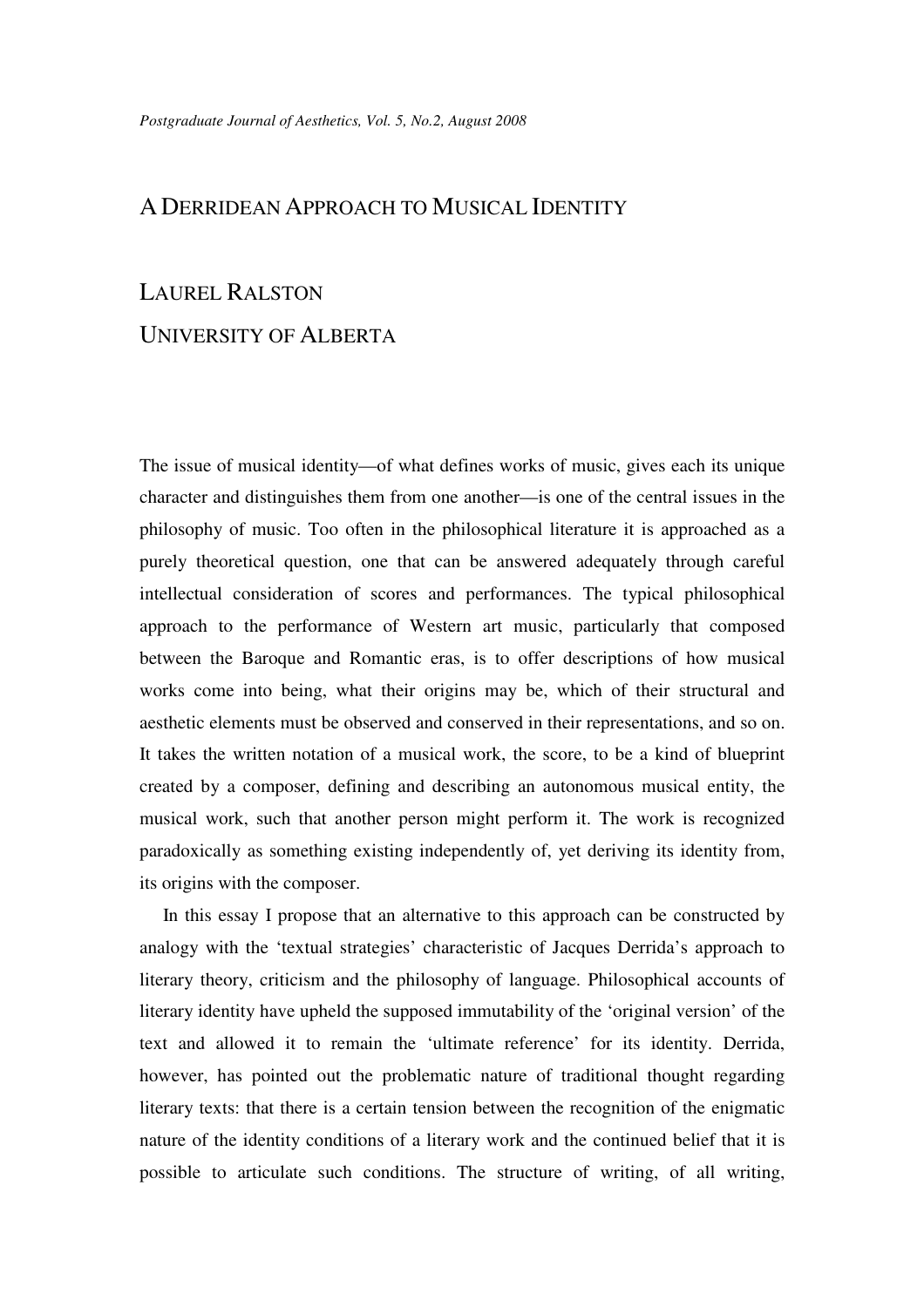# A Derridean Approach to Musical Identity

## Laurel Ralston

## University of Alberta

The issue of musical identity—of what defines works of music, gives each its unique character and distinguishes them from one another—is one of the central issues in the philosophy of music. Too often in the philosophical literature it is approached as a purely theoretical question, one that can be answered adequately through careful intellectual consideration of scores and performances. The typical philosophical approach to the performance of Western art music, particularly that composed between the Baroque and Romantic eras, is to offer descriptions of how musical works come into being, what their origins may be, which of their structural and aesthetic elements must be observed and conserved in their representations, and so on. It takes the written notation of a musical work, the score, to be a kind of blueprint created by a composer, defining and describing an autonomous musical entity, the musical work, such that another person might perform it. The work is recognized paradoxically as something existing independently of, yet deriving its identity from, its origins with the composer.

In this essay I propose that an alternative to this approach can be constructed by analogy with the 'textual strategies' characteristic of Jacques Derrida's approach to literary theory, criticism and the philosophy of language. Philosophical accounts of literary identity have upheld the supposed immutability of the 'original version' of the text and allowed it to remain the 'ultimate reference' for its identity. Derrida, however, has pointed out the problematic nature of traditional thought regarding literary texts: that there is a certain tension between the recognition of the enigmatic nature of the identity conditions of a literary work and the continued belief that it is possible to articulate such conditions. The structure of writing, of all writing,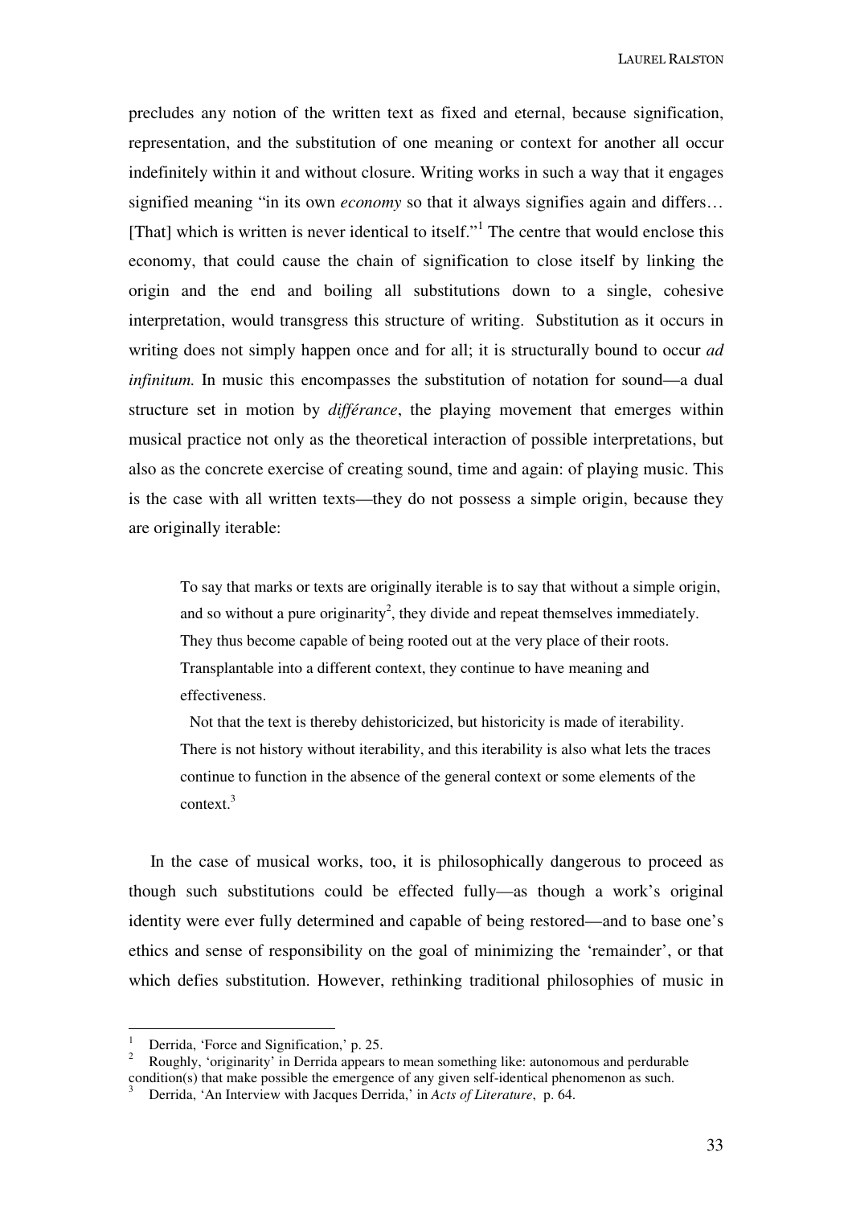precludes any notion of the written text as fixed and eternal, because signification, representation, and the substitution of one meaning or context for another all occur indefinitely within it and without closure. Writing works in such a way that it engages signified meaning "in its own *economy* so that it always signifies again and differs… [That] which is written is never identical to itself."[1] The centre that would enclose this economy, that could cause the chain of signification to close itself by linking the origin and the end and boiling all substitutions down to a single, cohesive interpretation, would transgress this structure of writing. Substitution as it occurs in writing does not simply happen once and for all; it is structurally bound to occur *ad infinitum.* In music this encompasses the substitution of notation for sound—a dual structure set in motion by *différance*, the playing movement that emerges within musical practice not only as the theoretical interaction of possible interpretations, but also as the concrete exercise of creating sound, time and again: of playing music. This is the case with all written texts—they do not possess a simple origin, because they are originally iterable:

> To say that marks or texts are originally iterable is to say that without a simple origin, and so without a pure originarity[2], they divide and repeat themselves immediately. They thus become capable of being rooted out at the very place of their roots. Transplantable into a different context, they continue to have meaning and effectiveness.
>
> Not that the text is thereby dehistoricized, but historicity is made of iterability. There is not history without iterability, and this iterability is also what lets the traces continue to function in the absence of the general context or some elements of the context.[3]

In the case of musical works, too, it is philosophically dangerous to proceed as though such substitutions could be effected fully—as though a work's original identity were ever fully determined and capable of being restored—and to base one's ethics and sense of responsibility on the goal of minimizing the 'remainder', or that which defies substitution. However, rethinking traditional philosophies of music in

---

[1] Derrida, 'Force and Signification,' p. 25.

[2] Roughly, 'originarity' in Derrida appears to mean something like: autonomous and perdurable condition(s) that make possible the emergence of any given self-identical phenomenon as such.

[3] Derrida, 'An Interview with Jacques Derrida,' in *Acts of Literature*, p. 64.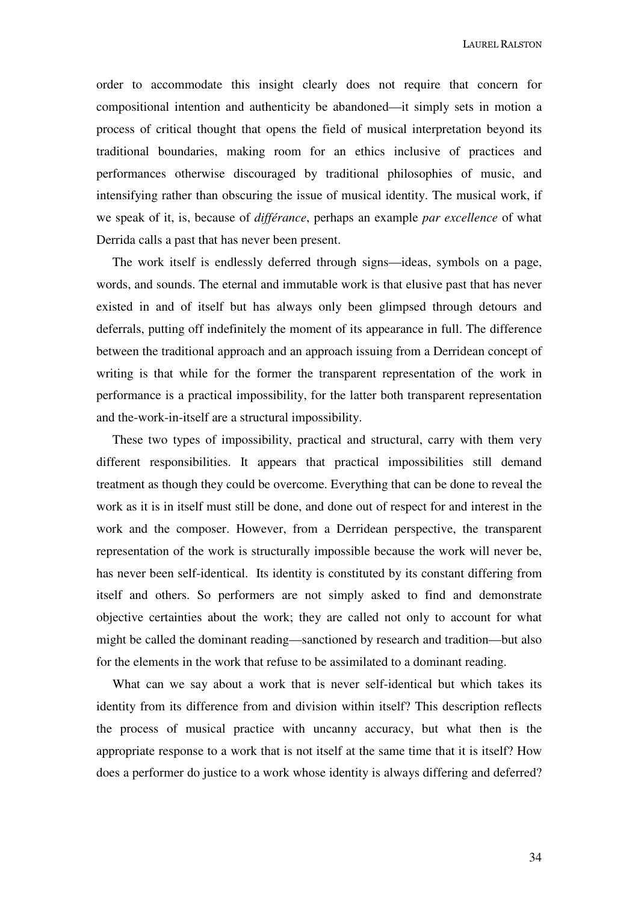order to accommodate this insight clearly does not require that concern for compositional intention and authenticity be abandoned—it simply sets in motion a process of critical thought that opens the field of musical interpretation beyond its traditional boundaries, making room for an ethics inclusive of practices and performances otherwise discouraged by traditional philosophies of music, and intensifying rather than obscuring the issue of musical identity. The musical work, if we speak of it, is, because of *différance*, perhaps an example *par excellence* of what Derrida calls a past that has never been present.

The work itself is endlessly deferred through signs—ideas, symbols on a page, words, and sounds. The eternal and immutable work is that elusive past that has never existed in and of itself but has always only been glimpsed through detours and deferrals, putting off indefinitely the moment of its appearance in full. The difference between the traditional approach and an approach issuing from a Derridean concept of writing is that while for the former the transparent representation of the work in performance is a practical impossibility, for the latter both transparent representation and the-work-in-itself are a structural impossibility.

These two types of impossibility, practical and structural, carry with them very different responsibilities. It appears that practical impossibilities still demand treatment as though they could be overcome. Everything that can be done to reveal the work as it is in itself must still be done, and done out of respect for and interest in the work and the composer. However, from a Derridean perspective, the transparent representation of the work is structurally impossible because the work will never be, has never been self-identical. Its identity is constituted by its constant differing from itself and others. So performers are not simply asked to find and demonstrate objective certainties about the work; they are called not only to account for what might be called the dominant reading—sanctioned by research and tradition—but also for the elements in the work that refuse to be assimilated to a dominant reading.

What can we say about a work that is never self-identical but which takes its identity from its difference from and division within itself? This description reflects the process of musical practice with uncanny accuracy, but what then is the appropriate response to a work that is not itself at the same time that it is itself? How does a performer do justice to a work whose identity is always differing and deferred?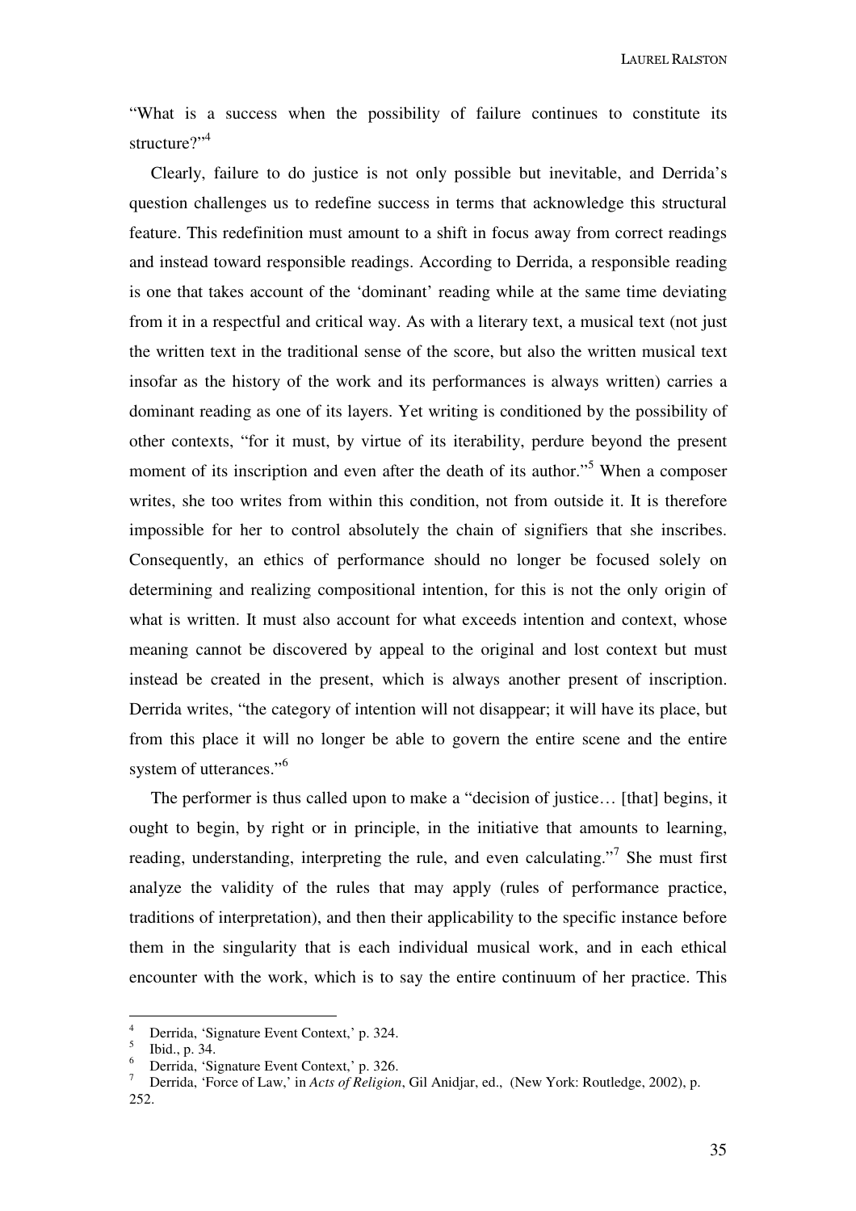"What is a success when the possibility of failure continues to constitute its structure?"[4]

Clearly, failure to do justice is not only possible but inevitable, and Derrida's question challenges us to redefine success in terms that acknowledge this structural feature. This redefinition must amount to a shift in focus away from correct readings and instead toward responsible readings. According to Derrida, a responsible reading is one that takes account of the 'dominant' reading while at the same time deviating from it in a respectful and critical way. As with a literary text, a musical text (not just the written text in the traditional sense of the score, but also the written musical text insofar as the history of the work and its performances is always written) carries a dominant reading as one of its layers. Yet writing is conditioned by the possibility of other contexts, "for it must, by virtue of its iterability, perdure beyond the present moment of its inscription and even after the death of its author."[5] When a composer writes, she too writes from within this condition, not from outside it. It is therefore impossible for her to control absolutely the chain of signifiers that she inscribes. Consequently, an ethics of performance should no longer be focused solely on determining and realizing compositional intention, for this is not the only origin of what is written. It must also account for what exceeds intention and context, whose meaning cannot be discovered by appeal to the original and lost context but must instead be created in the present, which is always another present of inscription. Derrida writes, "the category of intention will not disappear; it will have its place, but from this place it will no longer be able to govern the entire scene and the entire system of utterances."[6]

The performer is thus called upon to make a "decision of justice… [that] begins, it ought to begin, by right or in principle, in the initiative that amounts to learning, reading, understanding, interpreting the rule, and even calculating."[7] She must first analyze the validity of the rules that may apply (rules of performance practice, traditions of interpretation), and then their applicability to the specific instance before them in the singularity that is each individual musical work, and in each ethical encounter with the work, which is to say the entire continuum of her practice. This

---

[4] Derrida, 'Signature Event Context,' p. 324.

[5] Ibid., p. 34.

[6] Derrida, 'Signature Event Context,' p. 326.

[7] Derrida, 'Force of Law,' in *Acts of Religion*, Gil Anidjar, ed., (New York: Routledge, 2002), p. 252.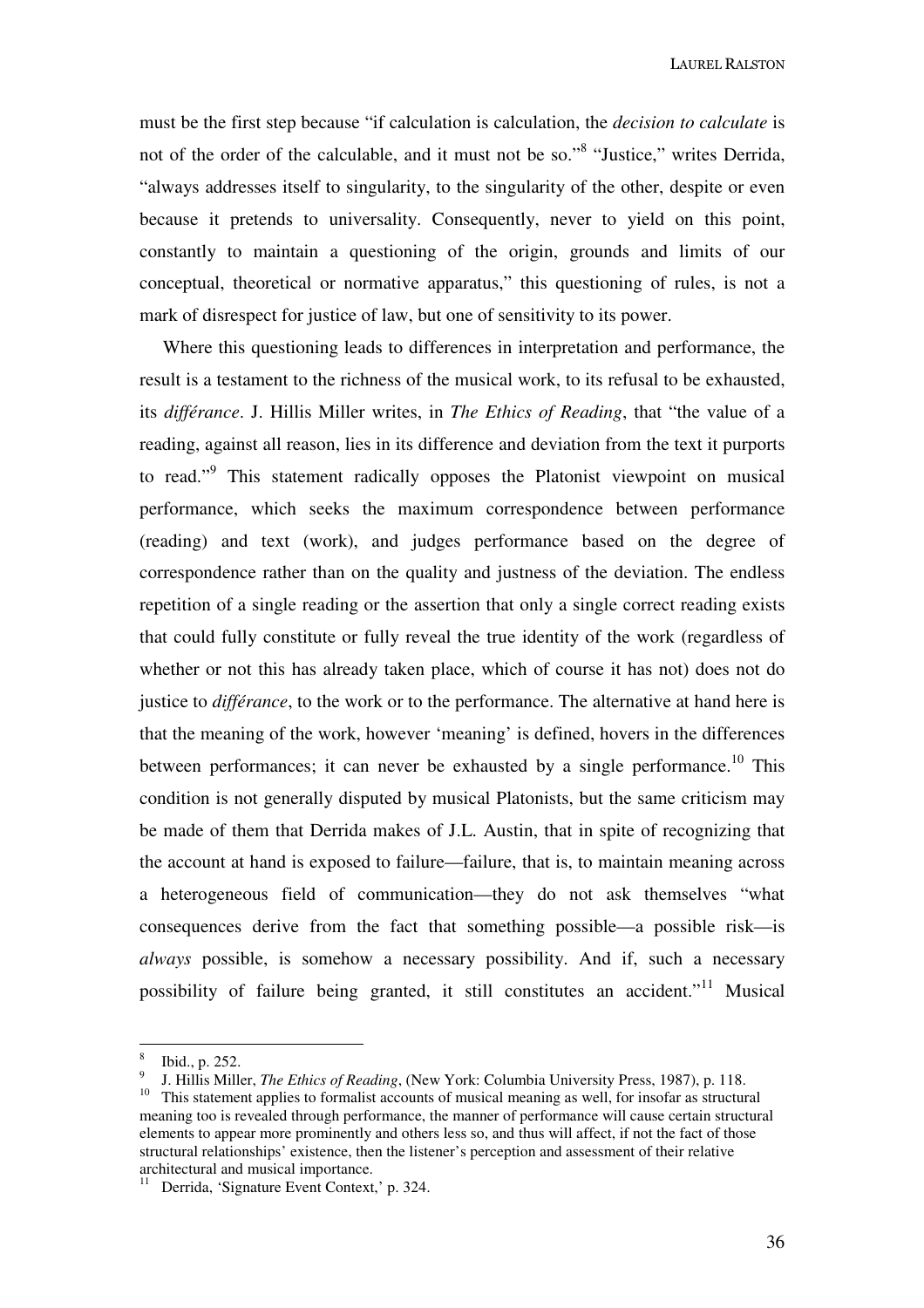must be the first step because "if calculation is calculation, the *decision to calculate* is not of the order of the calculable, and it must not be so."[8] "Justice," writes Derrida, "always addresses itself to singularity, to the singularity of the other, despite or even because it pretends to universality. Consequently, never to yield on this point, constantly to maintain a questioning of the origin, grounds and limits of our conceptual, theoretical or normative apparatus," this questioning of rules, is not a mark of disrespect for justice of law, but one of sensitivity to its power.

Where this questioning leads to differences in interpretation and performance, the result is a testament to the richness of the musical work, to its refusal to be exhausted, its *différance*. J. Hillis Miller writes, in *The Ethics of Reading*, that "the value of a reading, against all reason, lies in its difference and deviation from the text it purports to read."[9] This statement radically opposes the Platonist viewpoint on musical performance, which seeks the maximum correspondence between performance (reading) and text (work), and judges performance based on the degree of correspondence rather than on the quality and justness of the deviation. The endless repetition of a single reading or the assertion that only a single correct reading exists that could fully constitute or fully reveal the true identity of the work (regardless of whether or not this has already taken place, which of course it has not) does not do justice to *différance*, to the work or to the performance. The alternative at hand here is that the meaning of the work, however 'meaning' is defined, hovers in the differences between performances; it can never be exhausted by a single performance.[10] This condition is not generally disputed by musical Platonists, but the same criticism may be made of them that Derrida makes of J.L. Austin, that in spite of recognizing that the account at hand is exposed to failure—failure, that is, to maintain meaning across a heterogeneous field of communication—they do not ask themselves "what consequences derive from the fact that something possible—a possible risk—is *always* possible, is somehow a necessary possibility. And if, such a necessary possibility of failure being granted, it still constitutes an accident."[11] Musical

---

[8] Ibid., p. 252.

[9] J. Hillis Miller, *The Ethics of Reading*, (New York: Columbia University Press, 1987), p. 118.

[10] This statement applies to formalist accounts of musical meaning as well, for insofar as structural meaning too is revealed through performance, the manner of performance will cause certain structural elements to appear more prominently and others less so, and thus will affect, if not the fact of those structural relationships' existence, then the listener's perception and assessment of their relative architectural and musical importance.

[11] Derrida, 'Signature Event Context,' p. 324.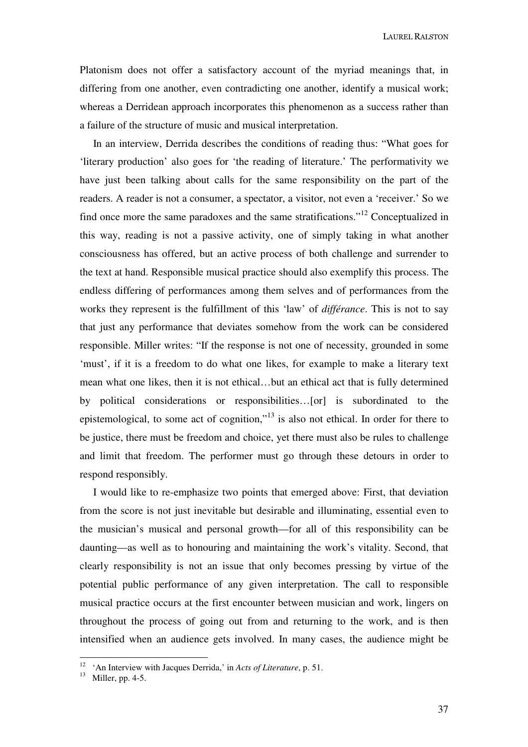Platonism does not offer a satisfactory account of the myriad meanings that, in differing from one another, even contradicting one another, identify a musical work; whereas a Derridean approach incorporates this phenomenon as a success rather than a failure of the structure of music and musical interpretation.

In an interview, Derrida describes the conditions of reading thus: "What goes for 'literary production' also goes for 'the reading of literature.' The performativity we have just been talking about calls for the same responsibility on the part of the readers. A reader is not a consumer, a spectator, a visitor, not even a 'receiver.' So we find once more the same paradoxes and the same stratifications."[12] Conceptualized in this way, reading is not a passive activity, one of simply taking in what another consciousness has offered, but an active process of both challenge and surrender to the text at hand. Responsible musical practice should also exemplify this process. The endless differing of performances among them selves and of performances from the works they represent is the fulfillment of this 'law' of *différance*. This is not to say that just any performance that deviates somehow from the work can be considered responsible. Miller writes: "If the response is not one of necessity, grounded in some 'must', if it is a freedom to do what one likes, for example to make a literary text mean what one likes, then it is not ethical…but an ethical act that is fully determined by political considerations or responsibilities…[or] is subordinated to the epistemological, to some act of cognition,"[13] is also not ethical. In order for there to be justice, there must be freedom and choice, yet there must also be rules to challenge and limit that freedom. The performer must go through these detours in order to respond responsibly.

I would like to re-emphasize two points that emerged above: First, that deviation from the score is not just inevitable but desirable and illuminating, essential even to the musician's musical and personal growth—for all of this responsibility can be daunting—as well as to honouring and maintaining the work's vitality. Second, that clearly responsibility is not an issue that only becomes pressing by virtue of the potential public performance of any given interpretation. The call to responsible musical practice occurs at the first encounter between musician and work, lingers on throughout the process of going out from and returning to the work, and is then intensified when an audience gets involved. In many cases, the audience might be

---

[12] 'An Interview with Jacques Derrida,' in *Acts of Literature*, p. 51.

[13] Miller, pp. 4-5.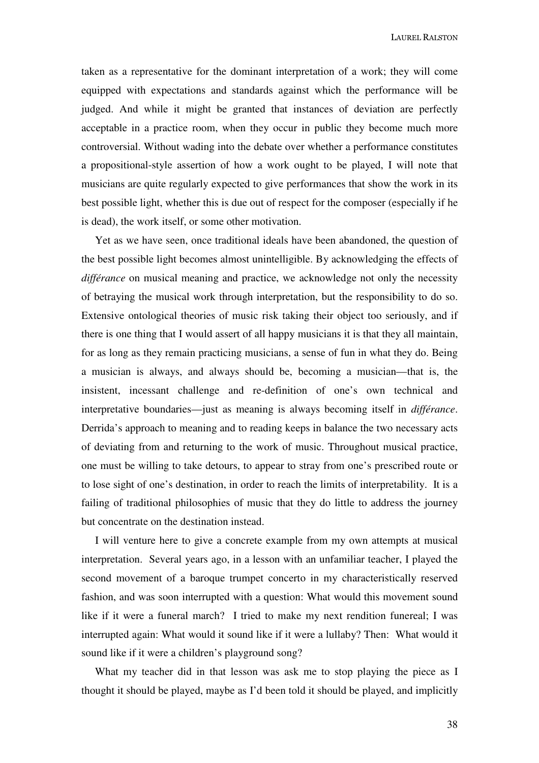taken as a representative for the dominant interpretation of a work; they will come equipped with expectations and standards against which the performance will be judged. And while it might be granted that instances of deviation are perfectly acceptable in a practice room, when they occur in public they become much more controversial. Without wading into the debate over whether a performance constitutes a propositional-style assertion of how a work ought to be played, I will note that musicians are quite regularly expected to give performances that show the work in its best possible light, whether this is due out of respect for the composer (especially if he is dead), the work itself, or some other motivation.

Yet as we have seen, once traditional ideals have been abandoned, the question of the best possible light becomes almost unintelligible. By acknowledging the effects of *différance* on musical meaning and practice, we acknowledge not only the necessity of betraying the musical work through interpretation, but the responsibility to do so. Extensive ontological theories of music risk taking their object too seriously, and if there is one thing that I would assert of all happy musicians it is that they all maintain, for as long as they remain practicing musicians, a sense of fun in what they do. Being a musician is always, and always should be, becoming a musician—that is, the insistent, incessant challenge and re-definition of one's own technical and interpretative boundaries—just as meaning is always becoming itself in *différance*. Derrida's approach to meaning and to reading keeps in balance the two necessary acts of deviating from and returning to the work of music. Throughout musical practice, one must be willing to take detours, to appear to stray from one's prescribed route or to lose sight of one's destination, in order to reach the limits of interpretability. It is a failing of traditional philosophies of music that they do little to address the journey but concentrate on the destination instead.

I will venture here to give a concrete example from my own attempts at musical interpretation. Several years ago, in a lesson with an unfamiliar teacher, I played the second movement of a baroque trumpet concerto in my characteristically reserved fashion, and was soon interrupted with a question: What would this movement sound like if it were a funeral march? I tried to make my next rendition funereal; I was interrupted again: What would it sound like if it were a lullaby? Then: What would it sound like if it were a children's playground song?

What my teacher did in that lesson was ask me to stop playing the piece as I thought it should be played, maybe as I'd been told it should be played, and implicitly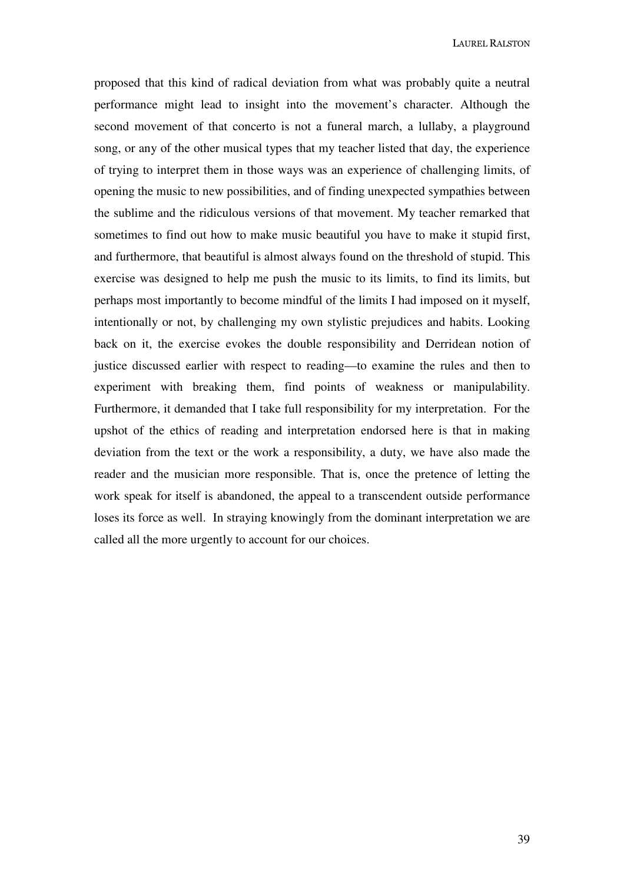proposed that this kind of radical deviation from what was probably quite a neutral performance might lead to insight into the movement's character. Although the second movement of that concerto is not a funeral march, a lullaby, a playground song, or any of the other musical types that my teacher listed that day, the experience of trying to interpret them in those ways was an experience of challenging limits, of opening the music to new possibilities, and of finding unexpected sympathies between the sublime and the ridiculous versions of that movement. My teacher remarked that sometimes to find out how to make music beautiful you have to make it stupid first, and furthermore, that beautiful is almost always found on the threshold of stupid. This exercise was designed to help me push the music to its limits, to find its limits, but perhaps most importantly to become mindful of the limits I had imposed on it myself, intentionally or not, by challenging my own stylistic prejudices and habits. Looking back on it, the exercise evokes the double responsibility and Derridean notion of justice discussed earlier with respect to reading—to examine the rules and then to experiment with breaking them, find points of weakness or manipulability. Furthermore, it demanded that I take full responsibility for my interpretation. For the upshot of the ethics of reading and interpretation endorsed here is that in making deviation from the text or the work a responsibility, a duty, we have also made the reader and the musician more responsible. That is, once the pretence of letting the work speak for itself is abandoned, the appeal to a transcendent outside performance loses its force as well. In straying knowingly from the dominant interpretation we are called all the more urgently to account for our choices.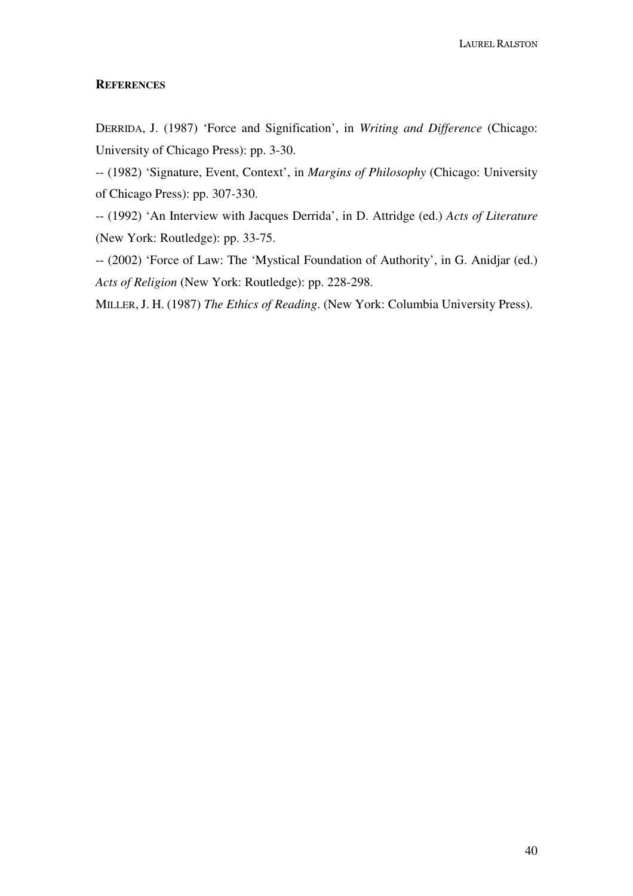**REFERENCES**

DERRIDA, J. (1987) 'Force and Signification', in *Writing and Difference* (Chicago: University of Chicago Press): pp. 3-30.

-- (1982) 'Signature, Event, Context', in *Margins of Philosophy* (Chicago: University of Chicago Press): pp. 307-330.

-- (1992) 'An Interview with Jacques Derrida', in D. Attridge (ed.) *Acts of Literature* (New York: Routledge): pp. 33-75.

-- (2002) 'Force of Law: The 'Mystical Foundation of Authority', in G. Anidjar (ed.) *Acts of Religion* (New York: Routledge): pp. 228-298.

MILLER, J. H. (1987) *The Ethics of Reading*. (New York: Columbia University Press).